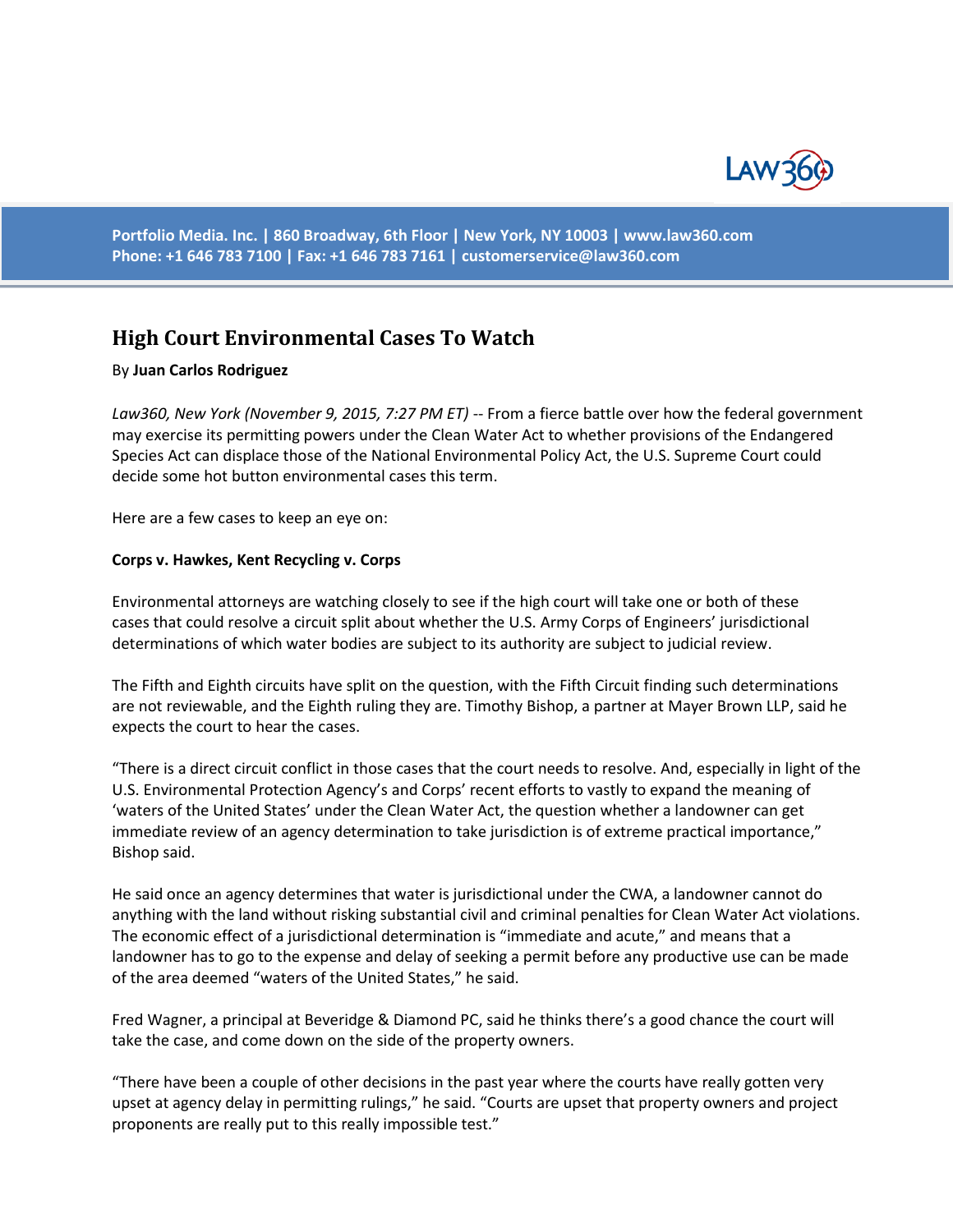# High Court Environmental Cases To Watch

By **Juan Carlos Rodriguez**

*Law360, New York (November 9, 2015, 7:27 PM ET)* -- From a fierce battle over how the federal government may exercise its permitting powers under the Clean Water Act to whether provisions of the Endangered Species Act can displace those of the National Environmental Policy Act, the U.S. Supreme Court could decide some hot button environmental cases this term.

Here are a few cases to keep an eye on:

**Corps v. Hawkes, Kent Recycling v. Corps**

Environmental attorneys are watching closely to see if the high court will take one or both of these cases that could resolve a circuit split about whether the U.S. Army Corps of Engineers' jurisdictional determinations of which water bodies are subject to its authority are subject to judicial review.

The Fifth and Eighth circuits have split on the question, with the Fifth Circuit finding such determinations are not reviewable, and the Eighth ruling they are. Timothy Bishop, a partner at Mayer Brown LLP, said he expects the court to hear the cases.

"There is a direct circuit conflict in those cases that the court needs to resolve. And, especially in light of the U.S. Environmental Protection Agency's and Corps' recent efforts to vastly to expand the meaning of 'waters of the United States' under the Clean Water Act, the question whether a landowner can get immediate review of an agency determination to take jurisdiction is of extreme practical importance," Bishop said.

He said once an agency determines that water is jurisdictional under the CWA, a landowner cannot do anything with the land without risking substantial civil and criminal penalties for Clean Water Act violations. The economic effect of a jurisdictional determination is "immediate and acute," and means that a landowner has to go to the expense and delay of seeking a permit before any productive use can be made of the area deemed "waters of the United States," he said.

Fred Wagner, a principal at Beveridge & Diamond PC, said he thinks there's a good chance the court will take the case, and come down on the side of the property owners.

"There have been a couple of other decisions in the past year where the courts have really gotten very upset at agency delay in permitting rulings," he said. "Courts are upset that property owners and project proponents are really put to this really impossible test."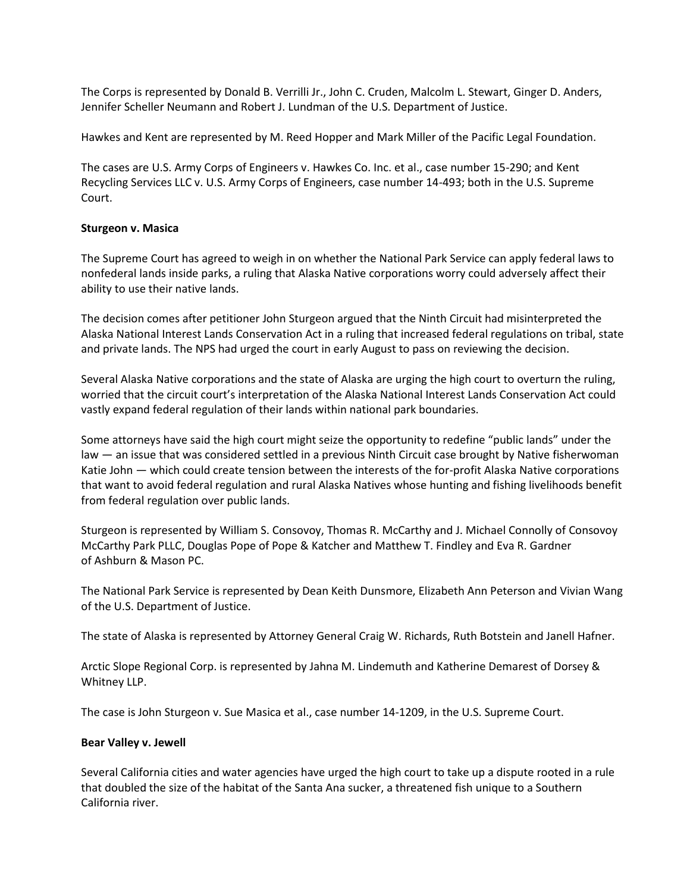The Corps is represented by Donald B. Verrilli Jr., John C. Cruden, Malcolm L. Stewart, Ginger D. Anders, Jennifer Scheller Neumann and Robert J. Lundman of the U.S. Department of Justice.

Hawkes and Kent are represented by M. Reed Hopper and Mark Miller of the Pacific Legal Foundation.

The cases are U.S. Army Corps of Engineers v. Hawkes Co. Inc. et al., case number 15-290; and Kent Recycling Services LLC v. U.S. Army Corps of Engineers, case number 14-493; both in the U.S. Supreme Court.

**Sturgeon v. Masica**

The Supreme Court has agreed to weigh in on whether the National Park Service can apply federal laws to nonfederal lands inside parks, a ruling that Alaska Native corporations worry could adversely affect their ability to use their native lands.

The decision comes after petitioner John Sturgeon argued that the Ninth Circuit had misinterpreted the Alaska National Interest Lands Conservation Act in a ruling that increased federal regulations on tribal, state and private lands. The NPS had urged the court in early August to pass on reviewing the decision.

Several Alaska Native corporations and the state of Alaska are urging the high court to overturn the ruling, worried that the circuit court's interpretation of the Alaska National Interest Lands Conservation Act could vastly expand federal regulation of their lands within national park boundaries.

Some attorneys have said the high court might seize the opportunity to redefine "public lands" under the law — an issue that was considered settled in a previous Ninth Circuit case brought by Native fisherwoman Katie John — which could create tension between the interests of the for-profit Alaska Native corporations that want to avoid federal regulation and rural Alaska Natives whose hunting and fishing livelihoods benefit from federal regulation over public lands.

Sturgeon is represented by William S. Consovoy, Thomas R. McCarthy and J. Michael Connolly of Consovoy McCarthy Park PLLC, Douglas Pope of Pope & Katcher and Matthew T. Findley and Eva R. Gardner of Ashburn & Mason PC.

The National Park Service is represented by Dean Keith Dunsmore, Elizabeth Ann Peterson and Vivian Wang of the U.S. Department of Justice.

The state of Alaska is represented by Attorney General Craig W. Richards, Ruth Botstein and Janell Hafner.

Arctic Slope Regional Corp. is represented by Jahna M. Lindemuth and Katherine Demarest of Dorsey & Whitney LLP.

The case is John Sturgeon v. Sue Masica et al., case number 14-1209, in the U.S. Supreme Court.

**Bear Valley v. Jewell**

Several California cities and water agencies have urged the high court to take up a dispute rooted in a rule that doubled the size of the habitat of the Santa Ana sucker, a threatened fish unique to a Southern California river.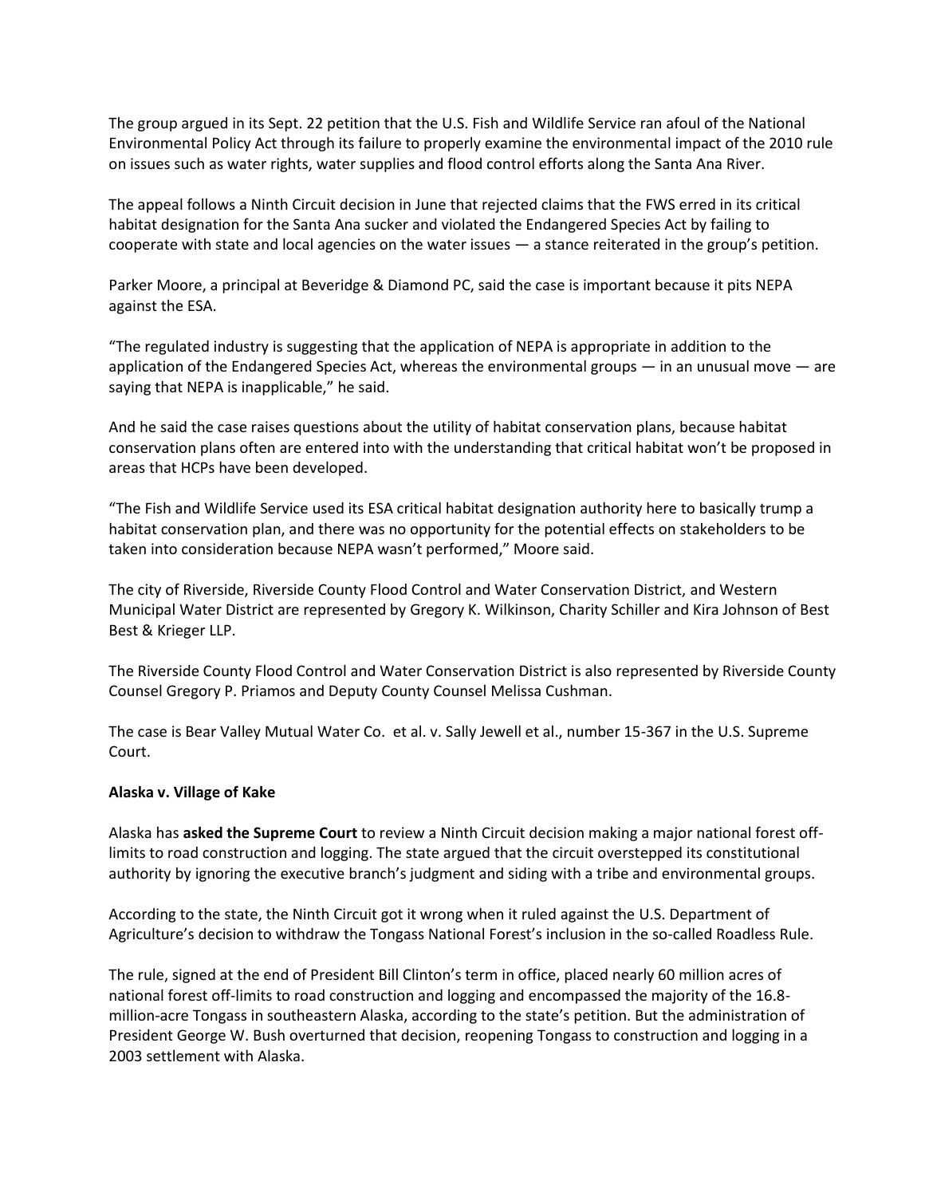The group argued in its Sept. 22 petition that the U.S. Fish and Wildlife Service ran afoul of the National Environmental Policy Act through its failure to properly examine the environmental impact of the 2010 rule on issues such as water rights, water supplies and flood control efforts along the Santa Ana River.

The appeal follows a Ninth Circuit decision in June that rejected claims that the FWS erred in its critical habitat designation for the Santa Ana sucker and violated the Endangered Species Act by failing to cooperate with state and local agencies on the water issues — a stance reiterated in the group's petition.

Parker Moore, a principal at Beveridge & Diamond PC, said the case is important because it pits NEPA against the ESA.

"The regulated industry is suggesting that the application of NEPA is appropriate in addition to the application of the Endangered Species Act, whereas the environmental groups — in an unusual move — are saying that NEPA is inapplicable," he said.

And he said the case raises questions about the utility of habitat conservation plans, because habitat conservation plans often are entered into with the understanding that critical habitat won't be proposed in areas that HCPs have been developed.

"The Fish and Wildlife Service used its ESA critical habitat designation authority here to basically trump a habitat conservation plan, and there was no opportunity for the potential effects on stakeholders to be taken into consideration because NEPA wasn't performed," Moore said.

The city of Riverside, Riverside County Flood Control and Water Conservation District, and Western Municipal Water District are represented by Gregory K. Wilkinson, Charity Schiller and Kira Johnson of Best Best & Krieger LLP.

The Riverside County Flood Control and Water Conservation District is also represented by Riverside County Counsel Gregory P. Priamos and Deputy County Counsel Melissa Cushman.

The case is Bear Valley Mutual Water Co. et al. v. Sally Jewell et al., number 15-367 in the U.S. Supreme Court.

**Alaska v. Village of Kake**

Alaska has **asked the Supreme Court** to review a Ninth Circuit decision making a major national forest off-limits to road construction and logging. The state argued that the circuit overstepped its constitutional authority by ignoring the executive branch's judgment and siding with a tribe and environmental groups.

According to the state, the Ninth Circuit got it wrong when it ruled against the U.S. Department of Agriculture's decision to withdraw the Tongass National Forest's inclusion in the so-called Roadless Rule.

The rule, signed at the end of President Bill Clinton's term in office, placed nearly 60 million acres of national forest off-limits to road construction and logging and encompassed the majority of the 16.8-million-acre Tongass in southeastern Alaska, according to the state's petition. But the administration of President George W. Bush overturned that decision, reopening Tongass to construction and logging in a 2003 settlement with Alaska.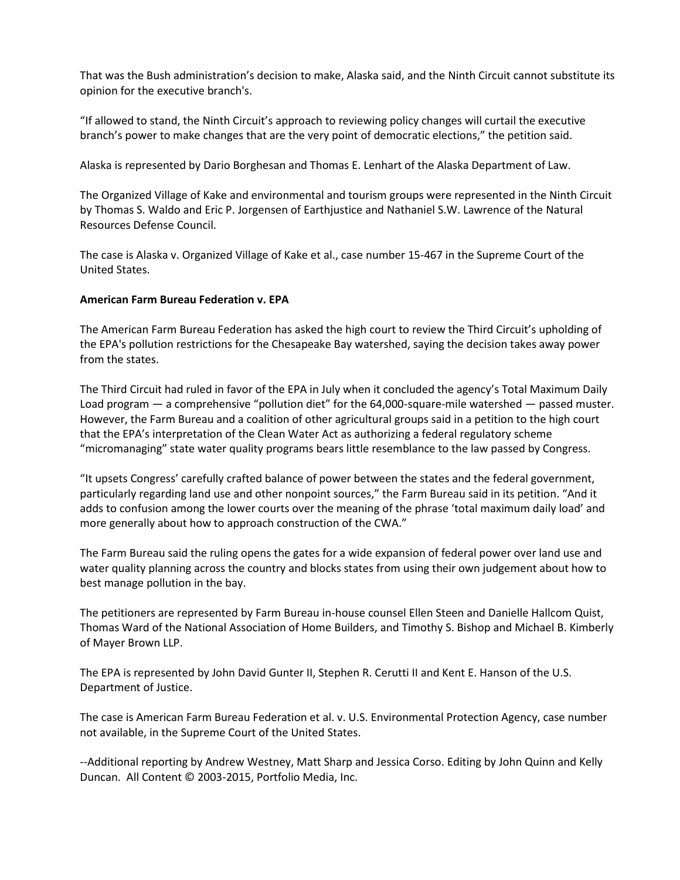That was the Bush administration's decision to make, Alaska said, and the Ninth Circuit cannot substitute its opinion for the executive branch's.

"If allowed to stand, the Ninth Circuit's approach to reviewing policy changes will curtail the executive branch's power to make changes that are the very point of democratic elections," the petition said.

Alaska is represented by Dario Borghesan and Thomas E. Lenhart of the Alaska Department of Law.

The Organized Village of Kake and environmental and tourism groups were represented in the Ninth Circuit by Thomas S. Waldo and Eric P. Jorgensen of Earthjustice and Nathaniel S.W. Lawrence of the Natural Resources Defense Council.

The case is Alaska v. Organized Village of Kake et al., case number 15-467 in the Supreme Court of the United States.

**American Farm Bureau Federation v. EPA**

The American Farm Bureau Federation has asked the high court to review the Third Circuit's upholding of the EPA's pollution restrictions for the Chesapeake Bay watershed, saying the decision takes away power from the states.

The Third Circuit had ruled in favor of the EPA in July when it concluded the agency's Total Maximum Daily Load program — a comprehensive "pollution diet" for the 64,000-square-mile watershed — passed muster. However, the Farm Bureau and a coalition of other agricultural groups said in a petition to the high court that the EPA's interpretation of the Clean Water Act as authorizing a federal regulatory scheme "micromanaging" state water quality programs bears little resemblance to the law passed by Congress.

"It upsets Congress' carefully crafted balance of power between the states and the federal government, particularly regarding land use and other nonpoint sources," the Farm Bureau said in its petition. "And it adds to confusion among the lower courts over the meaning of the phrase 'total maximum daily load' and more generally about how to approach construction of the CWA."

The Farm Bureau said the ruling opens the gates for a wide expansion of federal power over land use and water quality planning across the country and blocks states from using their own judgement about how to best manage pollution in the bay.

The petitioners are represented by Farm Bureau in-house counsel Ellen Steen and Danielle Hallcom Quist, Thomas Ward of the National Association of Home Builders, and Timothy S. Bishop and Michael B. Kimberly of Mayer Brown LLP.

The EPA is represented by John David Gunter II, Stephen R. Cerutti II and Kent E. Hanson of the U.S. Department of Justice.

The case is American Farm Bureau Federation et al. v. U.S. Environmental Protection Agency, case number not available, in the Supreme Court of the United States.

--Additional reporting by Andrew Westney, Matt Sharp and Jessica Corso. Editing by John Quinn and Kelly Duncan. All Content © 2003-2015, Portfolio Media, Inc.